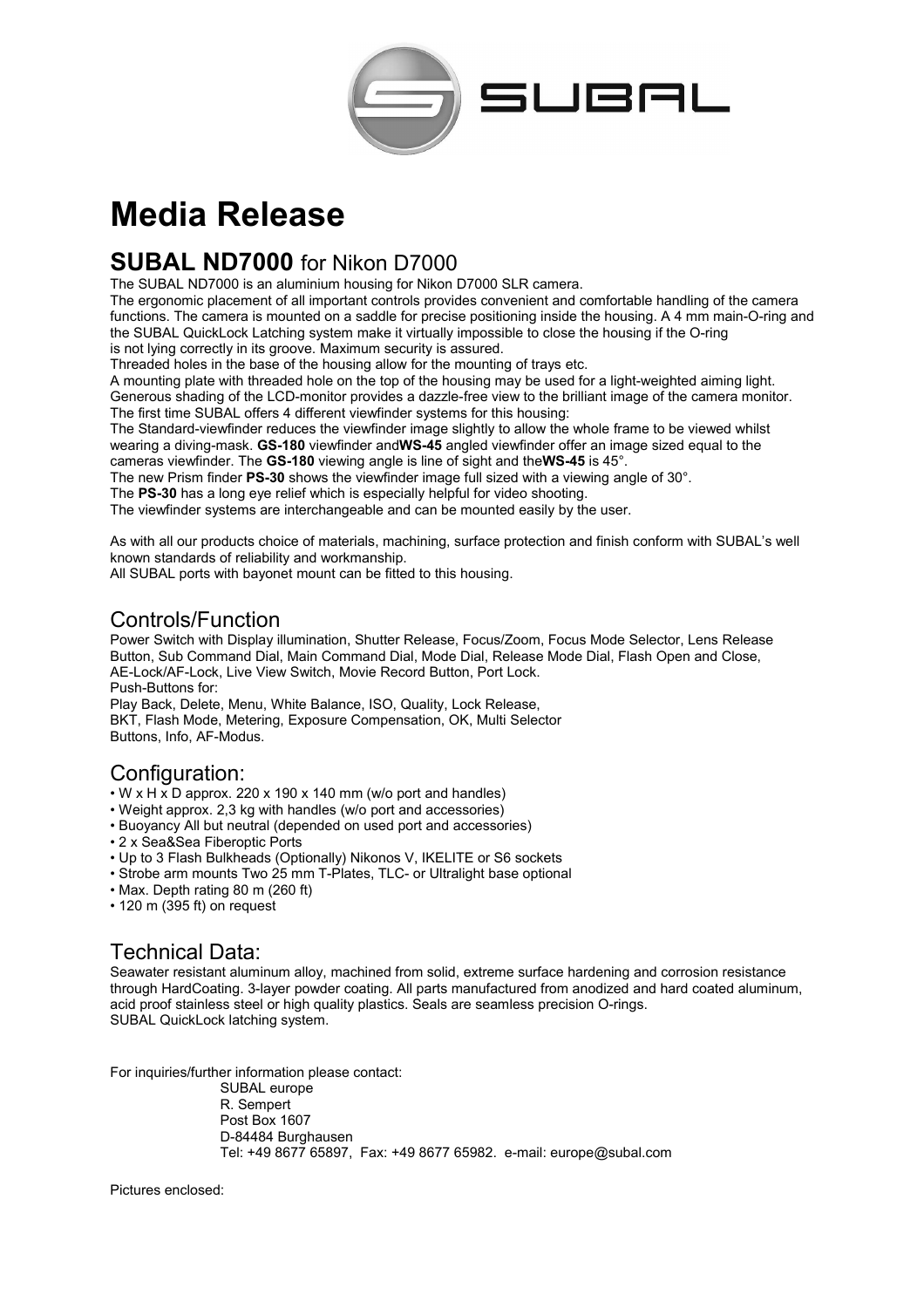# Media Release

## **SUBAL ND7000** for Nikon D7000

The SUBAL ND7000 is an aluminium housing for Nikon D7000 SLR camera.
The ergonomic placement of all important controls provides convenient and comfortable handling of the camera functions. The camera is mounted on a saddle for precise positioning inside the housing. A 4 mm main-O-ring and the SUBAL QuickLock Latching system make it virtually impossible to close the housing if the O-ring is not lying correctly in its groove. Maximum security is assured.
Threaded holes in the base of the housing allow for the mounting of trays etc.
A mounting plate with threaded hole on the top of the housing may be used for a light-weighted aiming light.
Generous shading of the LCD-monitor provides a dazzle-free view to the brilliant image of the camera monitor.
The first time SUBAL offers 4 different viewfinder systems for this housing:
The Standard-viewfinder reduces the viewfinder image slightly to allow the whole frame to be viewed whilst wearing a diving-mask. **GS-180** viewfinder and**WS-45** angled viewfinder offer an image sized equal to the cameras viewfinder. The **GS-180** viewing angle is line of sight and the**WS-45** is 45°.
The new Prism finder **PS-30** shows the viewfinder image full sized with a viewing angle of 30°.
The **PS-30** has a long eye relief which is especially helpful for video shooting.
The viewfinder systems are interchangeable and can be mounted easily by the user.

As with all our products choice of materials, machining, surface protection and finish conform with SUBAL's well known standards of reliability and workmanship.
All SUBAL ports with bayonet mount can be fitted to this housing.

## Controls/Function

Power Switch with Display illumination, Shutter Release, Focus/Zoom, Focus Mode Selector, Lens Release Button, Sub Command Dial, Main Command Dial, Mode Dial, Release Mode Dial, Flash Open and Close, AE-Lock/AF-Lock, Live View Switch, Movie Record Button, Port Lock.
Push-Buttons for:
Play Back, Delete, Menu, White Balance, ISO, Quality, Lock Release,
BKT, Flash Mode, Metering, Exposure Compensation, OK, Multi Selector
Buttons, Info, AF-Modus.

## Configuration:

- W x H x D approx. 220 x 190 x 140 mm (w/o port and handles)
- Weight approx. 2,3 kg with handles (w/o port and accessories)
- Buoyancy All but neutral (depended on used port and accessories)
- 2 x Sea&Sea Fiberoptic Ports
- Up to 3 Flash Bulkheads (Optionally) Nikonos V, IKELITE or S6 sockets
- Strobe arm mounts Two 25 mm T-Plates, TLC- or Ultralight base optional
- Max. Depth rating 80 m (260 ft)
- 120 m (395 ft) on request

## Technical Data:

Seawater resistant aluminum alloy, machined from solid, extreme surface hardening and corrosion resistance through HardCoating. 3-layer powder coating. All parts manufactured from anodized and hard coated aluminum, acid proof stainless steel or high quality plastics. Seals are seamless precision O-rings.
SUBAL QuickLock latching system.

For inquiries/further information please contact:

SUBAL europe
R. Sempert
Post Box 1607
D-84484 Burghausen
Tel: +49 8677 65897, Fax: +49 8677 65982. e-mail: europe@subal.com

Pictures enclosed: